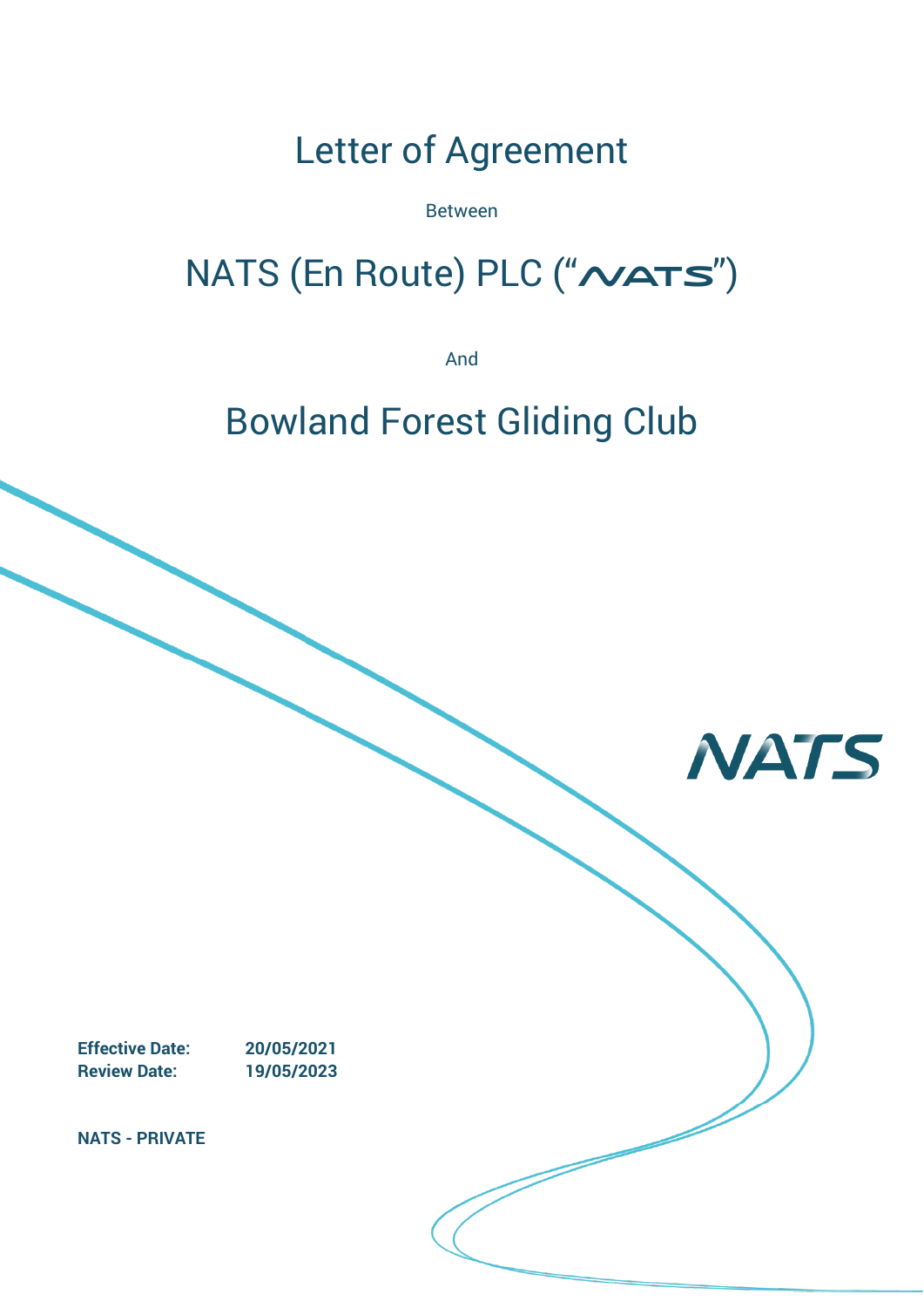# Letter of Agreement

Between

## NATS (En Route) PLC ("NATS")

And

## Bowland Forest Gliding Club

**Effective Date:** **20/05/2021**
**Review Date:** **19/05/2023**

**NATS - PRIVATE**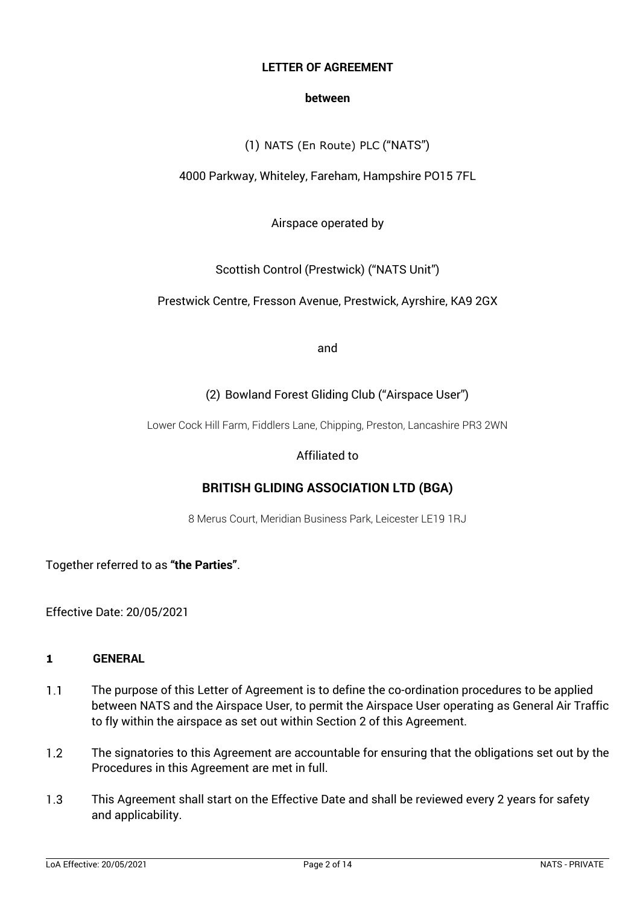**LETTER OF AGREEMENT**

**between**

(1) NATS (En Route) PLC ("NATS")

4000 Parkway, Whiteley, Fareham, Hampshire PO15 7FL

Airspace operated by

Scottish Control (Prestwick) ("NATS Unit")

Prestwick Centre, Fresson Avenue, Prestwick, Ayrshire, KA9 2GX

and

(2) Bowland Forest Gliding Club ("Airspace User")

Lower Cock Hill Farm, Fiddlers Lane, Chipping, Preston, Lancashire PR3 2WN

Affiliated to

**BRITISH GLIDING ASSOCIATION LTD (BGA)**

8 Merus Court, Meridian Business Park, Leicester LE19 1RJ

Together referred to as **"the Parties"**.

Effective Date: 20/05/2021

## 1 GENERAL

1.1 The purpose of this Letter of Agreement is to define the co-ordination procedures to be applied between NATS and the Airspace User, to permit the Airspace User operating as General Air Traffic to fly within the airspace as set out within Section 2 of this Agreement.

1.2 The signatories to this Agreement are accountable for ensuring that the obligations set out by the Procedures in this Agreement are met in full.

1.3 This Agreement shall start on the Effective Date and shall be reviewed every 2 years for safety and applicability.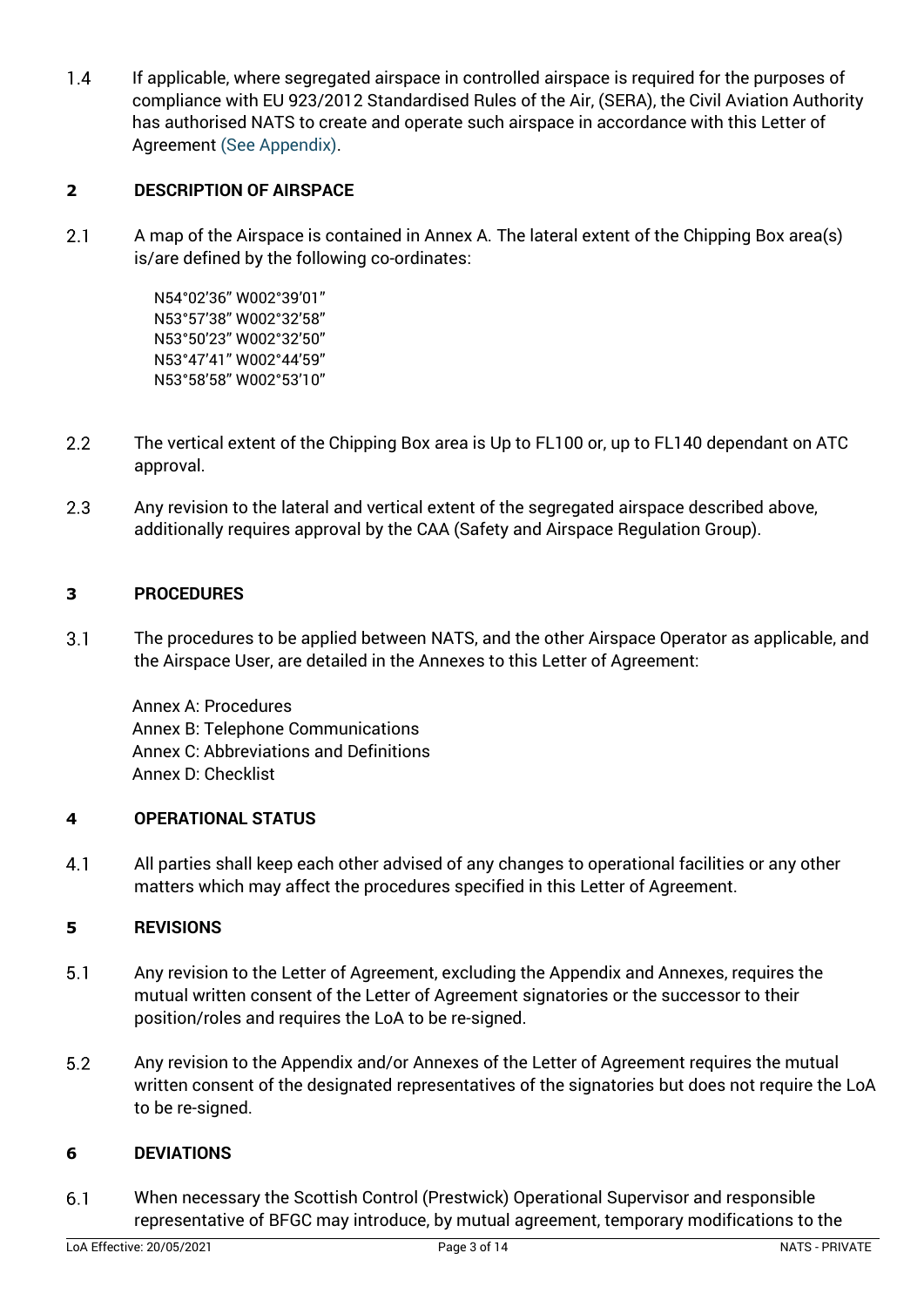1.4 If applicable, where segregated airspace in controlled airspace is required for the purposes of compliance with EU 923/2012 Standardised Rules of the Air, (SERA), the Civil Aviation Authority has authorised NATS to create and operate such airspace in accordance with this Letter of Agreement (See Appendix).

## 2 DESCRIPTION OF AIRSPACE

2.1 A map of the Airspace is contained in Annex A. The lateral extent of the Chipping Box area(s) is/are defined by the following co-ordinates:

N54°02'36" W002°39'01"
N53°57'38" W002°32'58"
N53°50'23" W002°32'50"
N53°47'41" W002°44'59"
N53°58'58" W002°53'10"

2.2 The vertical extent of the Chipping Box area is Up to FL100 or, up to FL140 dependant on ATC approval.

2.3 Any revision to the lateral and vertical extent of the segregated airspace described above, additionally requires approval by the CAA (Safety and Airspace Regulation Group).

## 3 PROCEDURES

3.1 The procedures to be applied between NATS, and the other Airspace Operator as applicable, and the Airspace User, are detailed in the Annexes to this Letter of Agreement:

Annex A: Procedures
Annex B: Telephone Communications
Annex C: Abbreviations and Definitions
Annex D: Checklist

## 4 OPERATIONAL STATUS

4.1 All parties shall keep each other advised of any changes to operational facilities or any other matters which may affect the procedures specified in this Letter of Agreement.

## 5 REVISIONS

5.1 Any revision to the Letter of Agreement, excluding the Appendix and Annexes, requires the mutual written consent of the Letter of Agreement signatories or the successor to their position/roles and requires the LoA to be re-signed.

5.2 Any revision to the Appendix and/or Annexes of the Letter of Agreement requires the mutual written consent of the designated representatives of the signatories but does not require the LoA to be re-signed.

## 6 DEVIATIONS

6.1 When necessary the Scottish Control (Prestwick) Operational Supervisor and responsible representative of BFGC may introduce, by mutual agreement, temporary modifications to the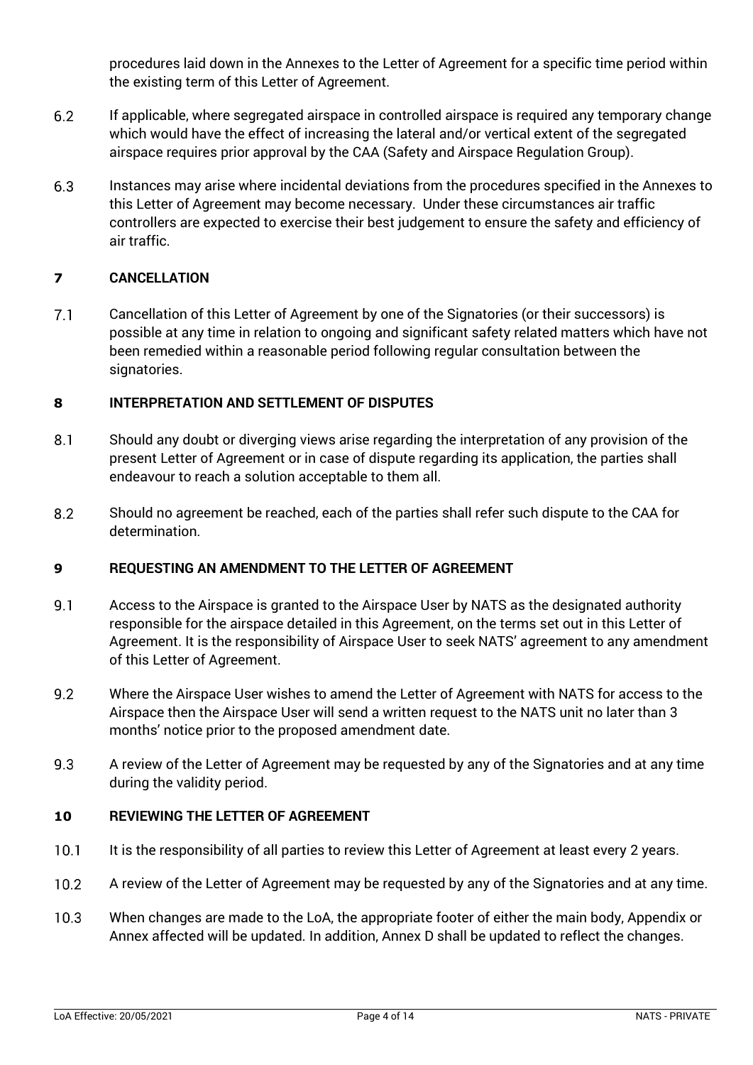procedures laid down in the Annexes to the Letter of Agreement for a specific time period within the existing term of this Letter of Agreement.

6.2 If applicable, where segregated airspace in controlled airspace is required any temporary change which would have the effect of increasing the lateral and/or vertical extent of the segregated airspace requires prior approval by the CAA (Safety and Airspace Regulation Group).

6.3 Instances may arise where incidental deviations from the procedures specified in the Annexes to this Letter of Agreement may become necessary. Under these circumstances air traffic controllers are expected to exercise their best judgement to ensure the safety and efficiency of air traffic.

## 7 CANCELLATION

7.1 Cancellation of this Letter of Agreement by one of the Signatories (or their successors) is possible at any time in relation to ongoing and significant safety related matters which have not been remedied within a reasonable period following regular consultation between the signatories.

## 8 INTERPRETATION AND SETTLEMENT OF DISPUTES

8.1 Should any doubt or diverging views arise regarding the interpretation of any provision of the present Letter of Agreement or in case of dispute regarding its application, the parties shall endeavour to reach a solution acceptable to them all.

8.2 Should no agreement be reached, each of the parties shall refer such dispute to the CAA for determination.

## 9 REQUESTING AN AMENDMENT TO THE LETTER OF AGREEMENT

9.1 Access to the Airspace is granted to the Airspace User by NATS as the designated authority responsible for the airspace detailed in this Agreement, on the terms set out in this Letter of Agreement. It is the responsibility of Airspace User to seek NATS' agreement to any amendment of this Letter of Agreement.

9.2 Where the Airspace User wishes to amend the Letter of Agreement with NATS for access to the Airspace then the Airspace User will send a written request to the NATS unit no later than 3 months' notice prior to the proposed amendment date.

9.3 A review of the Letter of Agreement may be requested by any of the Signatories and at any time during the validity period.

## 10 REVIEWING THE LETTER OF AGREEMENT

10.1 It is the responsibility of all parties to review this Letter of Agreement at least every 2 years.

10.2 A review of the Letter of Agreement may be requested by any of the Signatories and at any time.

10.3 When changes are made to the LoA, the appropriate footer of either the main body, Appendix or Annex affected will be updated. In addition, Annex D shall be updated to reflect the changes.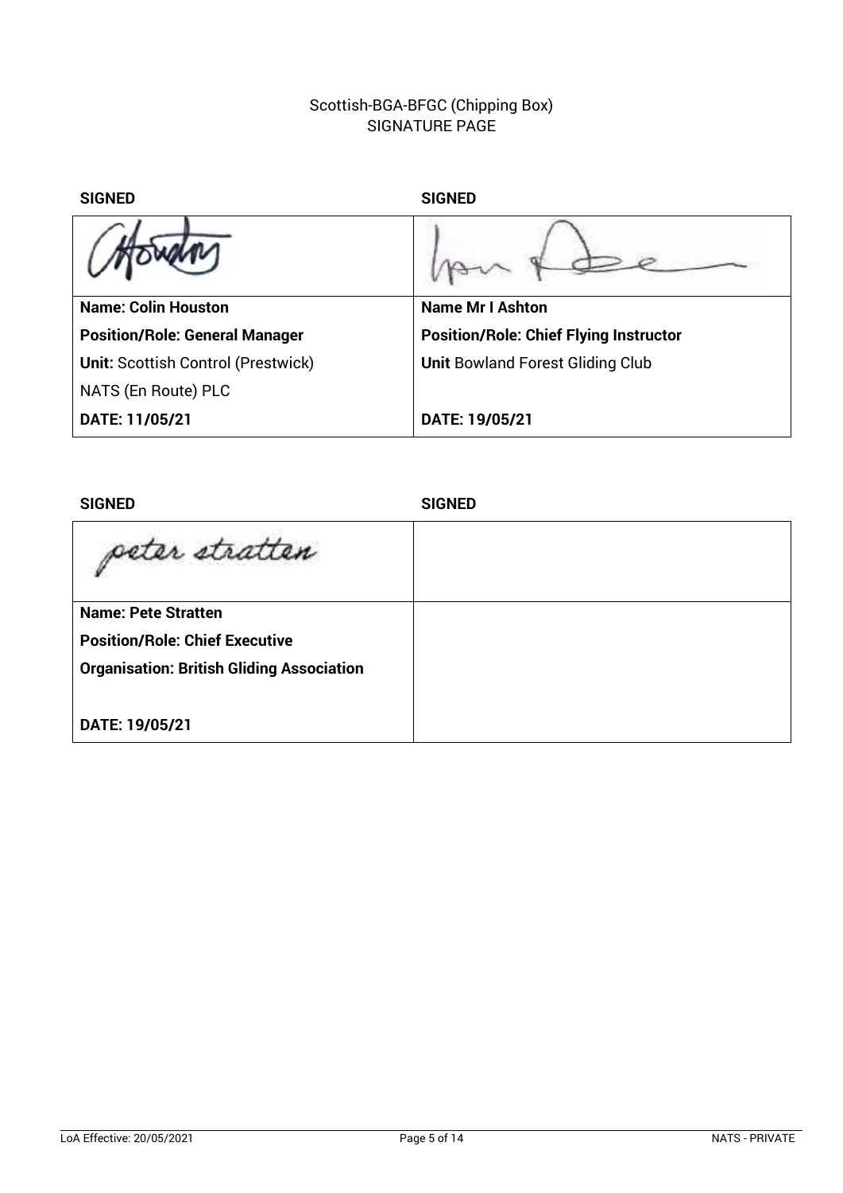# Scottish-BGA-BFGC (Chipping Box)
## SIGNATURE PAGE

| **SIGNED** | **SIGNED** |
| --- | --- |
| | |
| **Name: Colin Houston** | **Name Mr I Ashton** |
| **Position/Role: General Manager** | **Position/Role: Chief Flying Instructor** |
| **Unit:** Scottish Control (Prestwick) | **Unit** Bowland Forest Gliding Club |
| NATS (En Route) PLC | |
| **DATE: 11/05/21** | **DATE: 19/05/21** |

| **SIGNED** | **SIGNED** |
| --- | --- |
| | |
| **Name: Pete Stratten** | |
| **Position/Role: Chief Executive** | |
| **Organisation: British Gliding Association** | |
| **DATE: 19/05/21** | |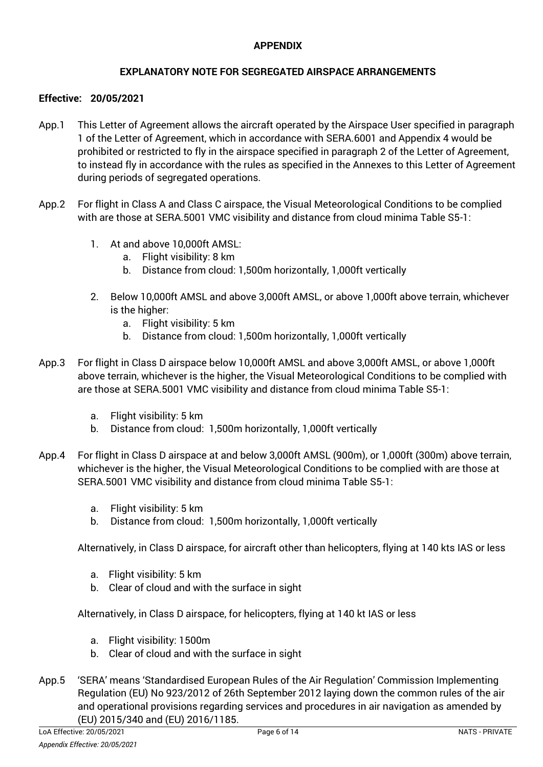## APPENDIX

## EXPLANATORY NOTE FOR SEGREGATED AIRSPACE ARRANGEMENTS

**Effective: 20/05/2021**

App.1 This Letter of Agreement allows the aircraft operated by the Airspace User specified in paragraph 1 of the Letter of Agreement, which in accordance with SERA.6001 and Appendix 4 would be prohibited or restricted to fly in the airspace specified in paragraph 2 of the Letter of Agreement, to instead fly in accordance with the rules as specified in the Annexes to this Letter of Agreement during periods of segregated operations.

App.2 For flight in Class A and Class C airspace, the Visual Meteorological Conditions to be complied with are those at SERA.5001 VMC visibility and distance from cloud minima Table S5-1:

1. At and above 10,000ft AMSL:
   a. Flight visibility: 8 km
   b. Distance from cloud: 1,500m horizontally, 1,000ft vertically
2. Below 10,000ft AMSL and above 3,000ft AMSL, or above 1,000ft above terrain, whichever is the higher:
   a. Flight visibility: 5 km
   b. Distance from cloud: 1,500m horizontally, 1,000ft vertically

App.3 For flight in Class D airspace below 10,000ft AMSL and above 3,000ft AMSL, or above 1,000ft above terrain, whichever is the higher, the Visual Meteorological Conditions to be complied with are those at SERA.5001 VMC visibility and distance from cloud minima Table S5-1:

a. Flight visibility: 5 km
b. Distance from cloud: 1,500m horizontally, 1,000ft vertically

App.4 For flight in Class D airspace at and below 3,000ft AMSL (900m), or 1,000ft (300m) above terrain, whichever is the higher, the Visual Meteorological Conditions to be complied with are those at SERA.5001 VMC visibility and distance from cloud minima Table S5-1:

a. Flight visibility: 5 km
b. Distance from cloud: 1,500m horizontally, 1,000ft vertically

Alternatively, in Class D airspace, for aircraft other than helicopters, flying at 140 kts IAS or less

a. Flight visibility: 5 km
b. Clear of cloud and with the surface in sight

Alternatively, in Class D airspace, for helicopters, flying at 140 kt IAS or less

a. Flight visibility: 1500m
b. Clear of cloud and with the surface in sight

App.5 'SERA' means 'Standardised European Rules of the Air Regulation' Commission Implementing Regulation (EU) No 923/2012 of 26th September 2012 laying down the common rules of the air and operational provisions regarding services and procedures in air navigation as amended by (EU) 2015/340 and (EU) 2016/1185.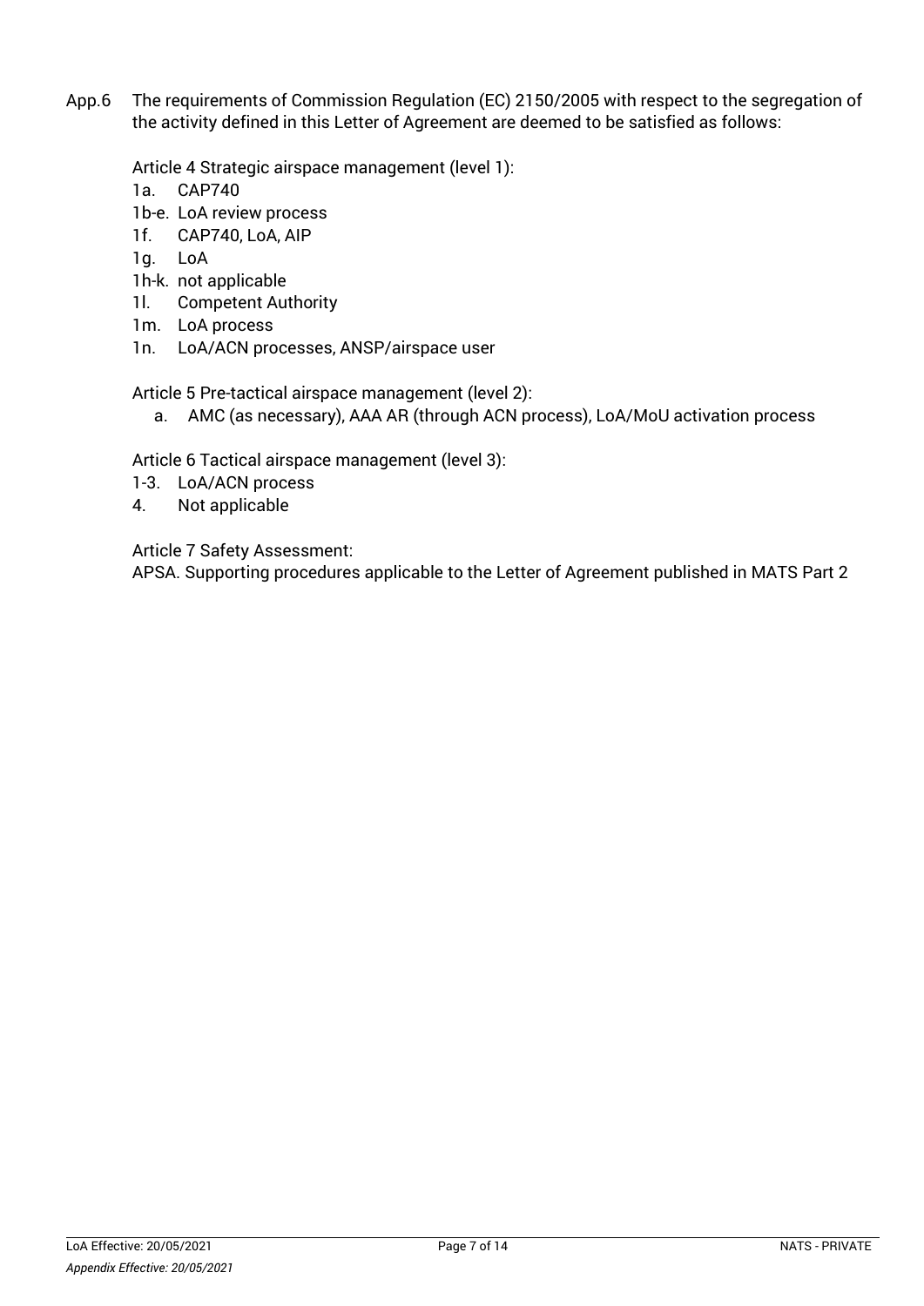App.6 The requirements of Commission Regulation (EC) 2150/2005 with respect to the segregation of the activity defined in this Letter of Agreement are deemed to be satisfied as follows:

Article 4 Strategic airspace management (level 1):

- 1a. CAP740
- 1b-e. LoA review process
- 1f. CAP740, LoA, AIP
- 1g. LoA
- 1h-k. not applicable
- 1l. Competent Authority
- 1m. LoA process
- 1n. LoA/ACN processes, ANSP/airspace user

Article 5 Pre-tactical airspace management (level 2):

- a. AMC (as necessary), AAA AR (through ACN process), LoA/MoU activation process

Article 6 Tactical airspace management (level 3):

- 1-3. LoA/ACN process
- 4. Not applicable

Article 7 Safety Assessment:

APSA. Supporting procedures applicable to the Letter of Agreement published in MATS Part 2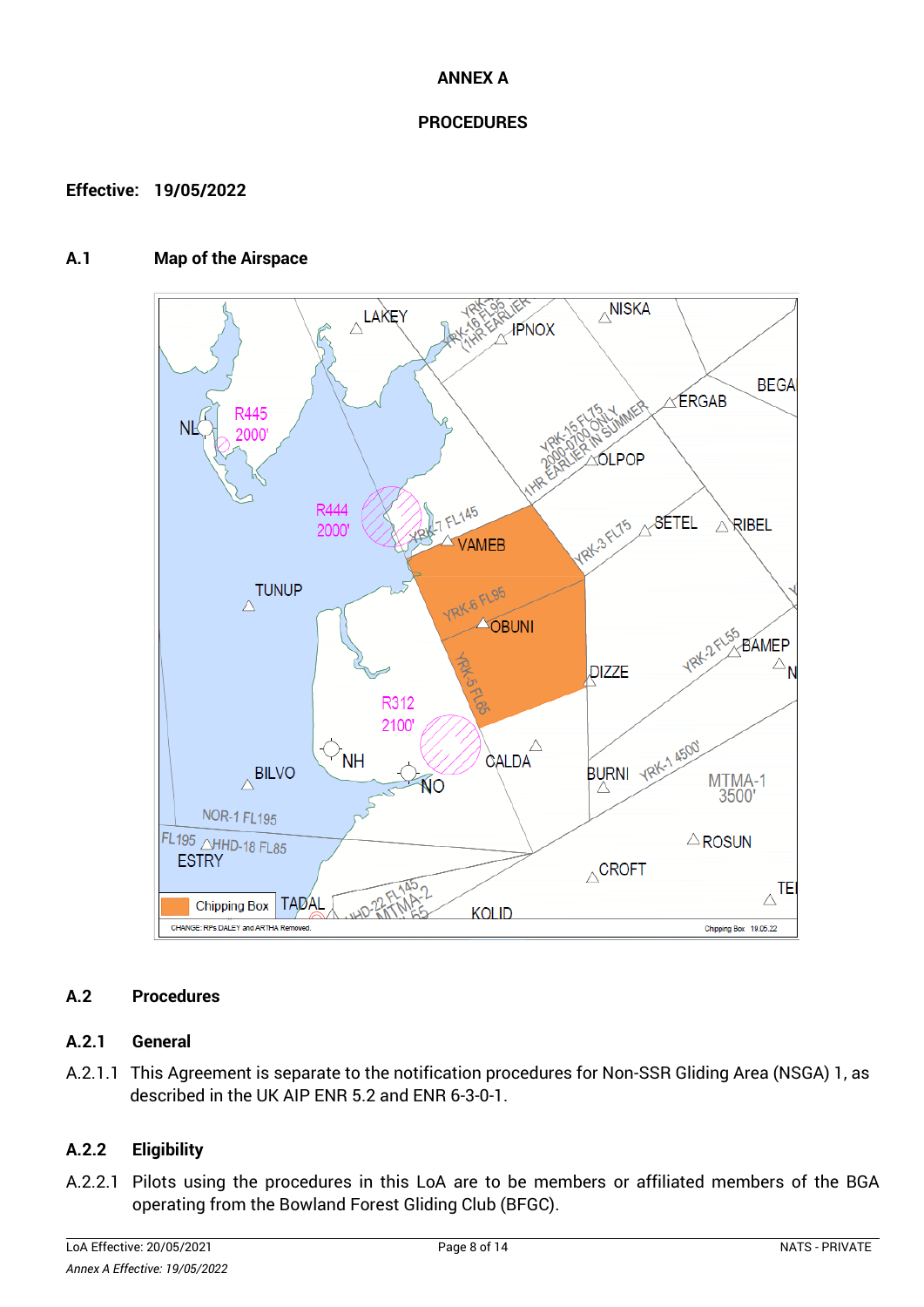**ANNEX A**

**PROCEDURES**

**Effective: 19/05/2022**

## A.1 Map of the Airspace

## A.2 Procedures

### A.2.1 General

A.2.1.1 This Agreement is separate to the notification procedures for Non-SSR Gliding Area (NSGA) 1, as described in the UK AIP ENR 5.2 and ENR 6-3-0-1.

### A.2.2 Eligibility

A.2.2.1 Pilots using the procedures in this LoA are to be members or affiliated members of the BGA operating from the Bowland Forest Gliding Club (BFGC).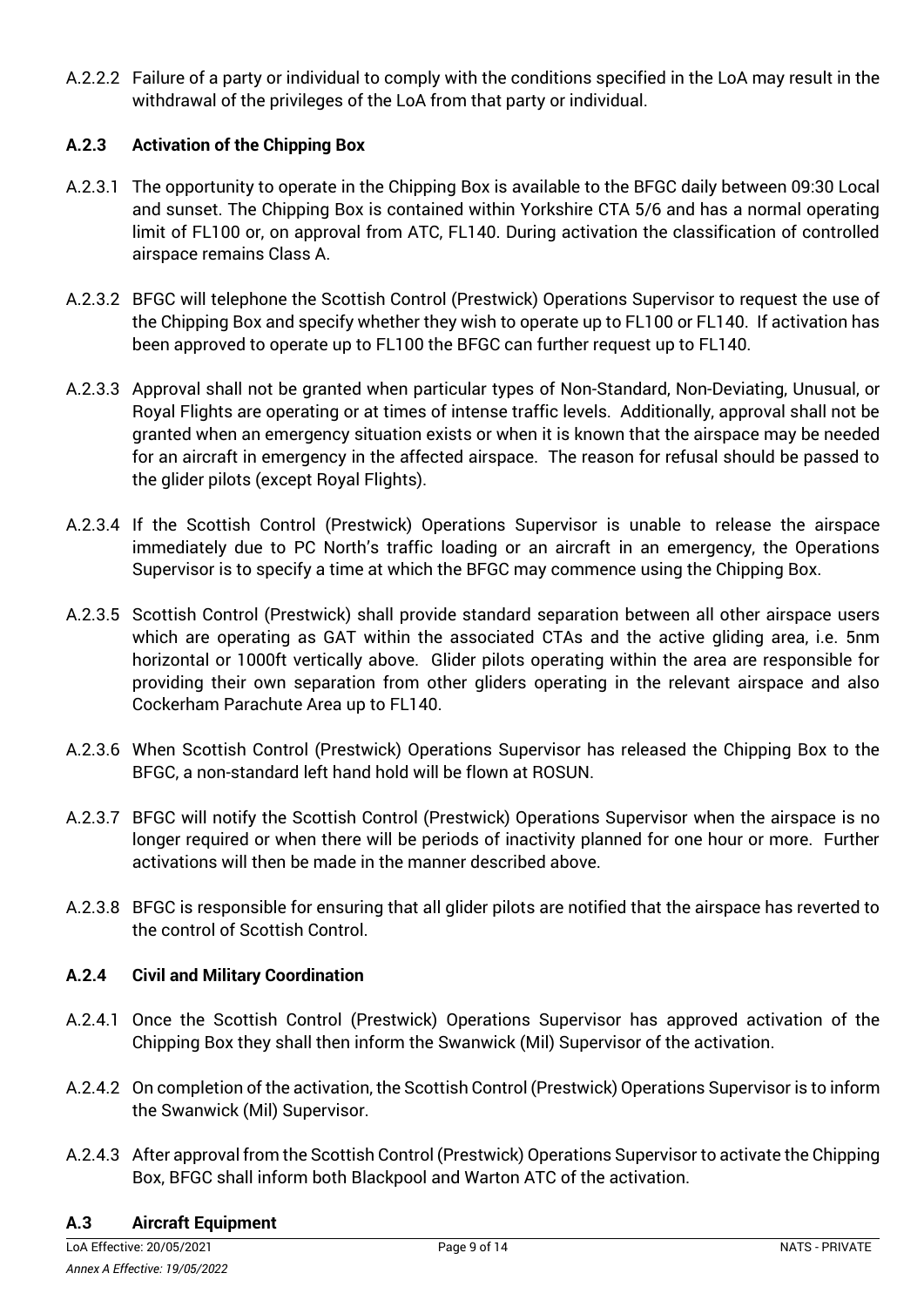A.2.2.2 Failure of a party or individual to comply with the conditions specified in the LoA may result in the withdrawal of the privileges of the LoA from that party or individual.

### A.2.3 Activation of the Chipping Box

A.2.3.1 The opportunity to operate in the Chipping Box is available to the BFGC daily between 09:30 Local and sunset. The Chipping Box is contained within Yorkshire CTA 5/6 and has a normal operating limit of FL100 or, on approval from ATC, FL140. During activation the classification of controlled airspace remains Class A.

A.2.3.2 BFGC will telephone the Scottish Control (Prestwick) Operations Supervisor to request the use of the Chipping Box and specify whether they wish to operate up to FL100 or FL140. If activation has been approved to operate up to FL100 the BFGC can further request up to FL140.

A.2.3.3 Approval shall not be granted when particular types of Non-Standard, Non-Deviating, Unusual, or Royal Flights are operating or at times of intense traffic levels. Additionally, approval shall not be granted when an emergency situation exists or when it is known that the airspace may be needed for an aircraft in emergency in the affected airspace. The reason for refusal should be passed to the glider pilots (except Royal Flights).

A.2.3.4 If the Scottish Control (Prestwick) Operations Supervisor is unable to release the airspace immediately due to PC North's traffic loading or an aircraft in an emergency, the Operations Supervisor is to specify a time at which the BFGC may commence using the Chipping Box.

A.2.3.5 Scottish Control (Prestwick) shall provide standard separation between all other airspace users which are operating as GAT within the associated CTAs and the active gliding area, i.e. 5nm horizontal or 1000ft vertically above. Glider pilots operating within the area are responsible for providing their own separation from other gliders operating in the relevant airspace and also Cockerham Parachute Area up to FL140.

A.2.3.6 When Scottish Control (Prestwick) Operations Supervisor has released the Chipping Box to the BFGC, a non-standard left hand hold will be flown at ROSUN.

A.2.3.7 BFGC will notify the Scottish Control (Prestwick) Operations Supervisor when the airspace is no longer required or when there will be periods of inactivity planned for one hour or more. Further activations will then be made in the manner described above.

A.2.3.8 BFGC is responsible for ensuring that all glider pilots are notified that the airspace has reverted to the control of Scottish Control.

### A.2.4 Civil and Military Coordination

A.2.4.1 Once the Scottish Control (Prestwick) Operations Supervisor has approved activation of the Chipping Box they shall then inform the Swanwick (Mil) Supervisor of the activation.

A.2.4.2 On completion of the activation, the Scottish Control (Prestwick) Operations Supervisor is to inform the Swanwick (Mil) Supervisor.

A.2.4.3 After approval from the Scottish Control (Prestwick) Operations Supervisor to activate the Chipping Box, BFGC shall inform both Blackpool and Warton ATC of the activation.

## A.3 Aircraft Equipment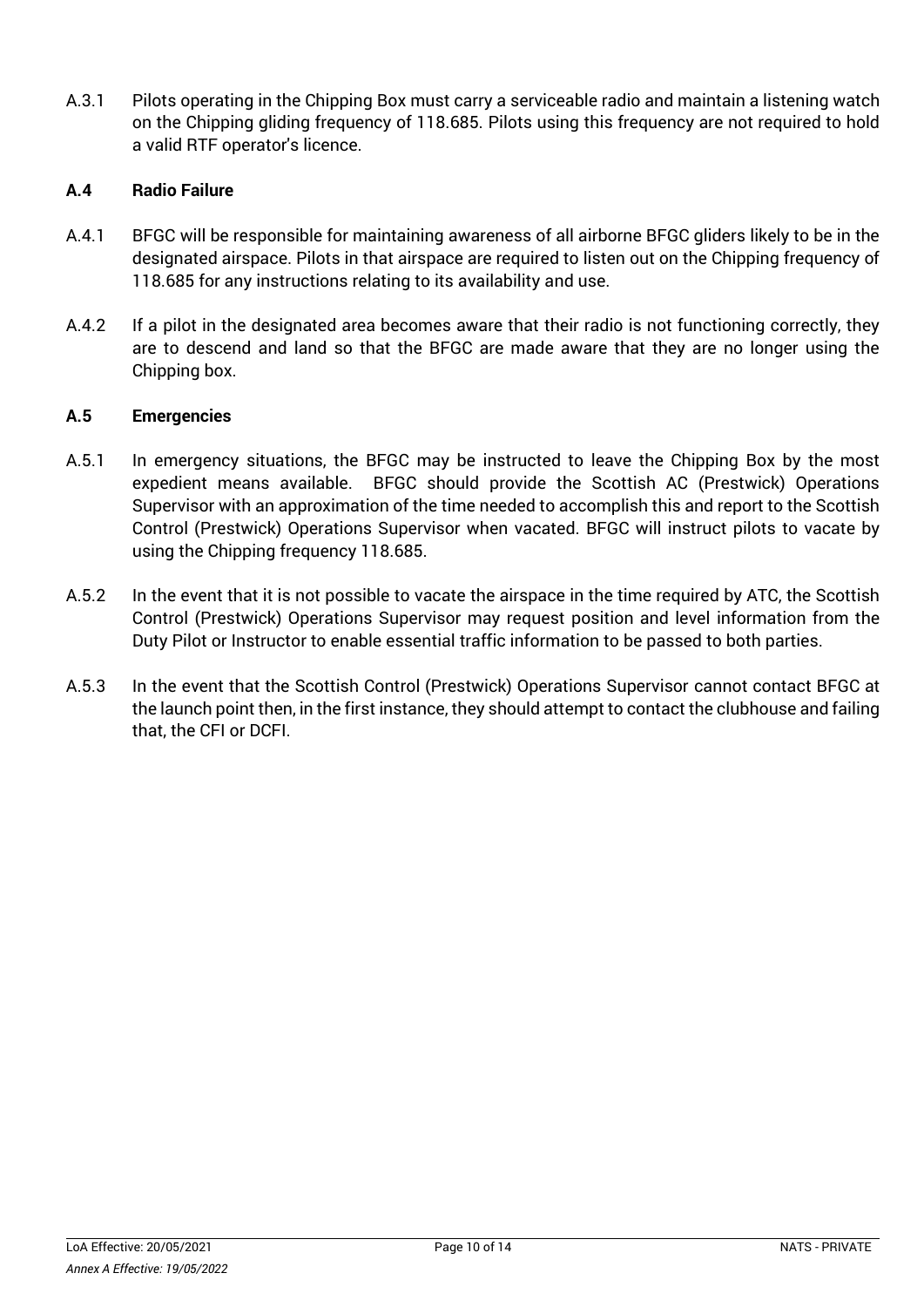A.3.1 Pilots operating in the Chipping Box must carry a serviceable radio and maintain a listening watch on the Chipping gliding frequency of 118.685. Pilots using this frequency are not required to hold a valid RTF operator's licence.

### A.4 Radio Failure

A.4.1 BFGC will be responsible for maintaining awareness of all airborne BFGC gliders likely to be in the designated airspace. Pilots in that airspace are required to listen out on the Chipping frequency of 118.685 for any instructions relating to its availability and use.

A.4.2 If a pilot in the designated area becomes aware that their radio is not functioning correctly, they are to descend and land so that the BFGC are made aware that they are no longer using the Chipping box.

### A.5 Emergencies

A.5.1 In emergency situations, the BFGC may be instructed to leave the Chipping Box by the most expedient means available. BFGC should provide the Scottish AC (Prestwick) Operations Supervisor with an approximation of the time needed to accomplish this and report to the Scottish Control (Prestwick) Operations Supervisor when vacated. BFGC will instruct pilots to vacate by using the Chipping frequency 118.685.

A.5.2 In the event that it is not possible to vacate the airspace in the time required by ATC, the Scottish Control (Prestwick) Operations Supervisor may request position and level information from the Duty Pilot or Instructor to enable essential traffic information to be passed to both parties.

A.5.3 In the event that the Scottish Control (Prestwick) Operations Supervisor cannot contact BFGC at the launch point then, in the first instance, they should attempt to contact the clubhouse and failing that, the CFI or DCFI.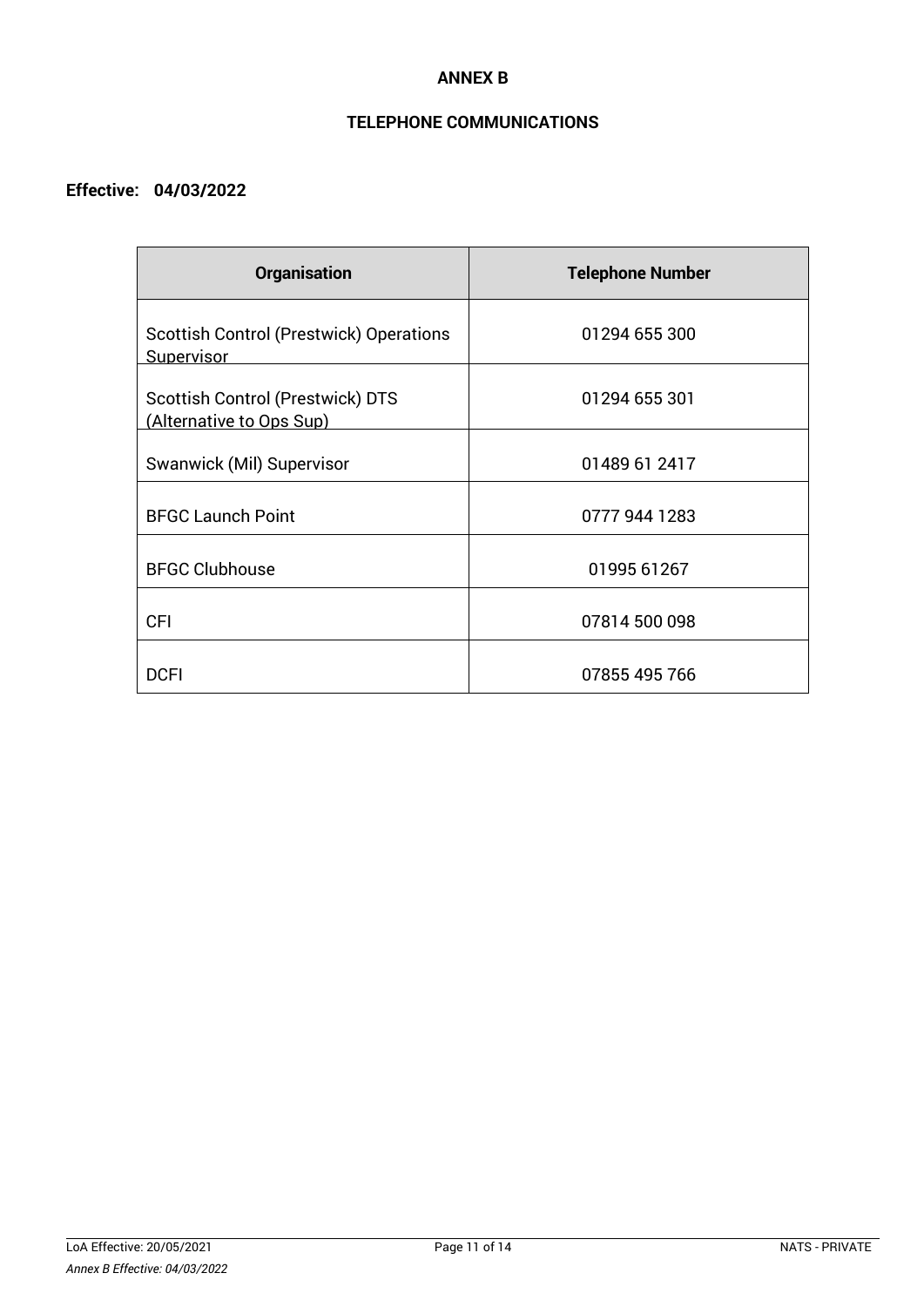# ANNEX B

## TELEPHONE COMMUNICATIONS

**Effective: 04/03/2022**

| Organisation | Telephone Number |
|---|---|
| Scottish Control (Prestwick) Operations Supervisor | 01294 655 300 |
| Scottish Control (Prestwick) DTS (Alternative to Ops Sup) | 01294 655 301 |
| Swanwick (Mil) Supervisor | 01489 61 2417 |
| BFGC Launch Point | 0777 944 1283 |
| BFGC Clubhouse | 01995 61267 |
| CFI | 07814 500 098 |
| DCFI | 07855 495 766 |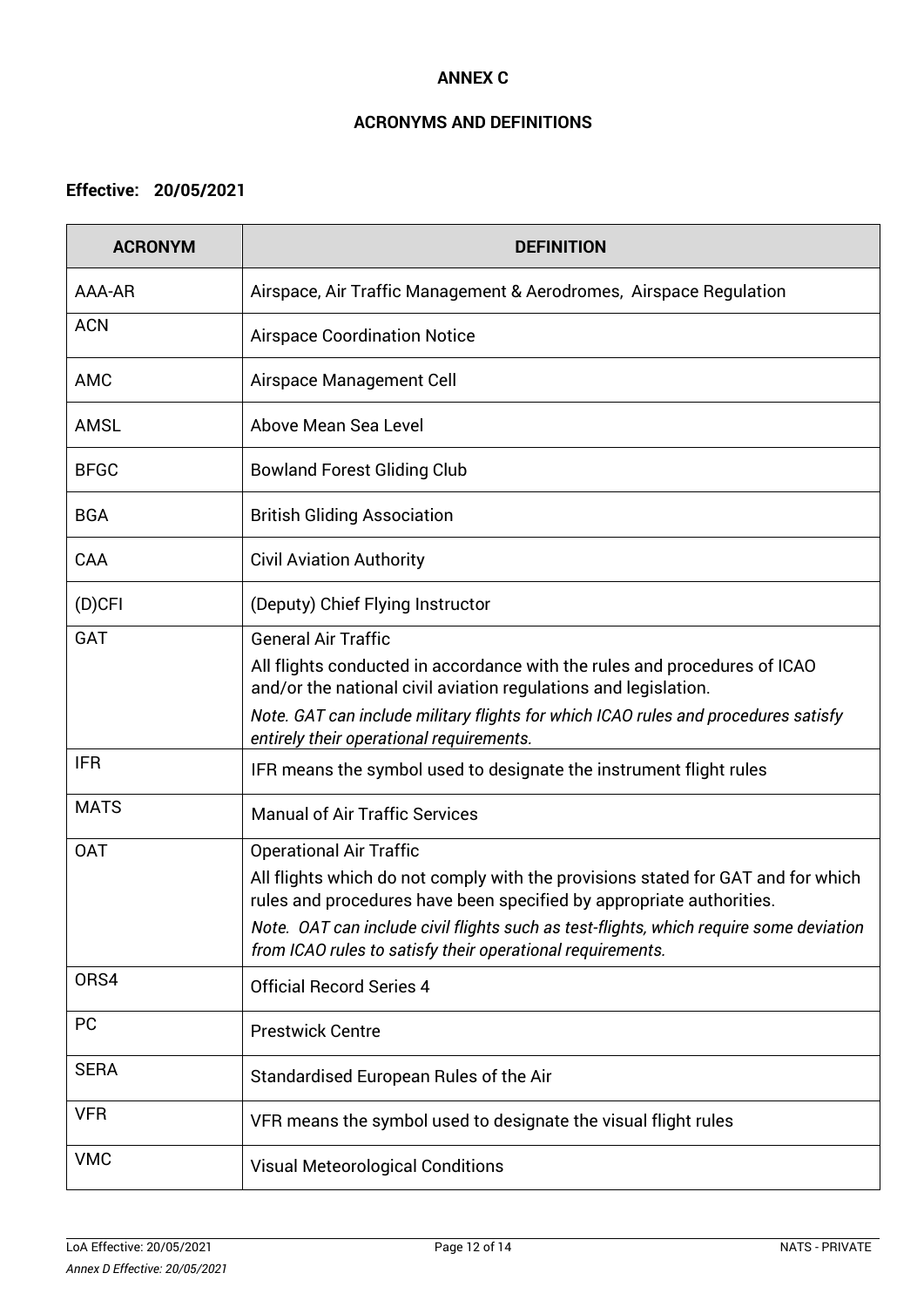# ANNEX C

## ACRONYMS AND DEFINITIONS

**Effective: 20/05/2021**

| ACRONYM | DEFINITION |
|---|---|
| AAA-AR | Airspace, Air Traffic Management & Aerodromes, Airspace Regulation |
| ACN | Airspace Coordination Notice |
| AMC | Airspace Management Cell |
| AMSL | Above Mean Sea Level |
| BFGC | Bowland Forest Gliding Club |
| BGA | British Gliding Association |
| CAA | Civil Aviation Authority |
| (D)CFI | (Deputy) Chief Flying Instructor |
| GAT | General Air Traffic<br>All flights conducted in accordance with the rules and procedures of ICAO and/or the national civil aviation regulations and legislation.<br>*Note. GAT can include military flights for which ICAO rules and procedures satisfy entirely their operational requirements.* |
| IFR | IFR means the symbol used to designate the instrument flight rules |
| MATS | Manual of Air Traffic Services |
| OAT | Operational Air Traffic<br>All flights which do not comply with the provisions stated for GAT and for which rules and procedures have been specified by appropriate authorities.<br>*Note. OAT can include civil flights such as test-flights, which require some deviation from ICAO rules to satisfy their operational requirements.* |
| ORS4 | Official Record Series 4 |
| PC | Prestwick Centre |
| SERA | Standardised European Rules of the Air |
| VFR | VFR means the symbol used to designate the visual flight rules |
| VMC | Visual Meteorological Conditions |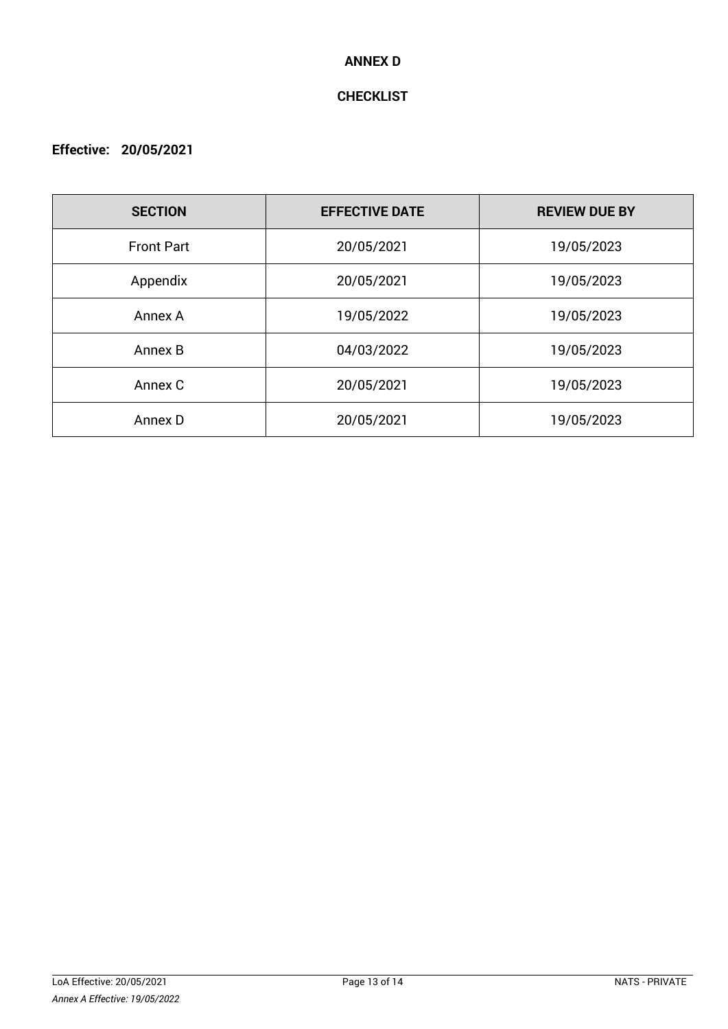# ANNEX D

## CHECKLIST

**Effective: 20/05/2021**

| SECTION | EFFECTIVE DATE | REVIEW DUE BY |
|---|---|---|
| Front Part | 20/05/2021 | 19/05/2023 |
| Appendix | 20/05/2021 | 19/05/2023 |
| Annex A | 19/05/2022 | 19/05/2023 |
| Annex B | 04/03/2022 | 19/05/2023 |
| Annex C | 20/05/2021 | 19/05/2023 |
| Annex D | 20/05/2021 | 19/05/2023 |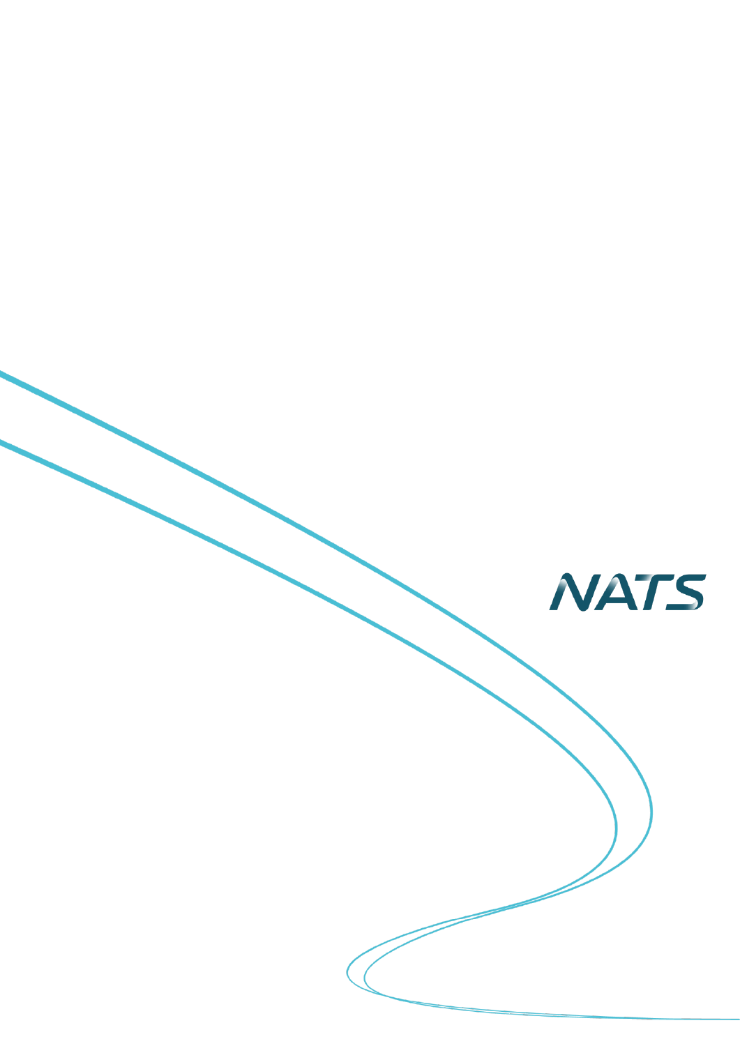NATS